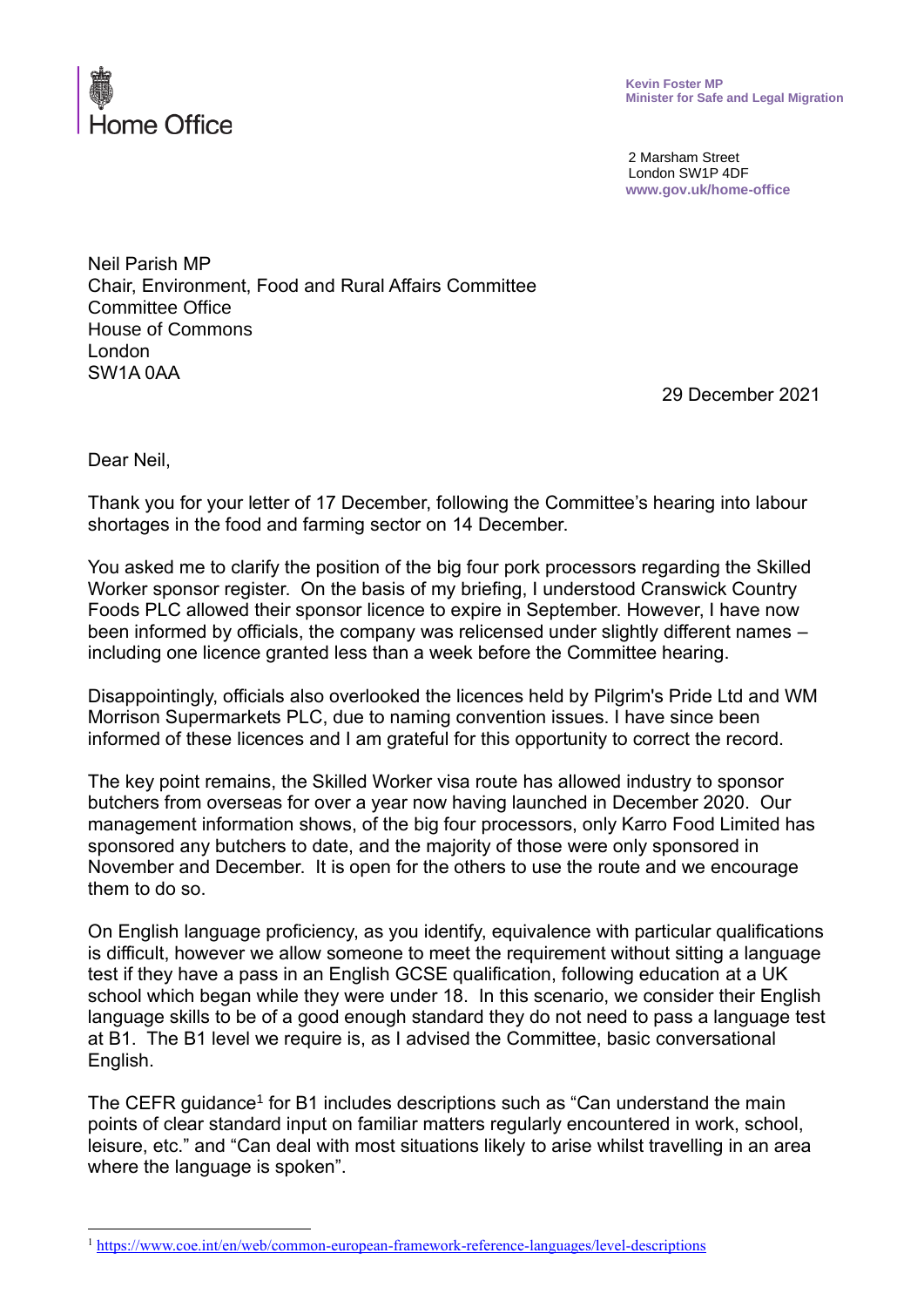Home Office

**Kevin Foster MP**
**Minister for Safe and Legal Migration**

2 Marsham Street
London SW1P 4DF
**www.gov.uk/home-office**

Neil Parish MP
Chair, Environment, Food and Rural Affairs Committee
Committee Office
House of Commons
London
SW1A 0AA

29 December 2021

Dear Neil,

Thank you for your letter of 17 December, following the Committee's hearing into labour shortages in the food and farming sector on 14 December.

You asked me to clarify the position of the big four pork processors regarding the Skilled Worker sponsor register. On the basis of my briefing, I understood Cranswick Country Foods PLC allowed their sponsor licence to expire in September. However, I have now been informed by officials, the company was relicensed under slightly different names – including one licence granted less than a week before the Committee hearing.

Disappointingly, officials also overlooked the licences held by Pilgrim's Pride Ltd and WM Morrison Supermarkets PLC, due to naming convention issues. I have since been informed of these licences and I am grateful for this opportunity to correct the record.

The key point remains, the Skilled Worker visa route has allowed industry to sponsor butchers from overseas for over a year now having launched in December 2020. Our management information shows, of the big four processors, only Karro Food Limited has sponsored any butchers to date, and the majority of those were only sponsored in November and December. It is open for the others to use the route and we encourage them to do so.

On English language proficiency, as you identify, equivalence with particular qualifications is difficult, however we allow someone to meet the requirement without sitting a language test if they have a pass in an English GCSE qualification, following education at a UK school which began while they were under 18. In this scenario, we consider their English language skills to be of a good enough standard they do not need to pass a language test at B1. The B1 level we require is, as I advised the Committee, basic conversational English.

The CEFR guidance[1] for B1 includes descriptions such as "Can understand the main points of clear standard input on familiar matters regularly encountered in work, school, leisure, etc." and "Can deal with most situations likely to arise whilst travelling in an area where the language is spoken".

---

[1] https://www.coe.int/en/web/common-european-framework-reference-languages/level-descriptions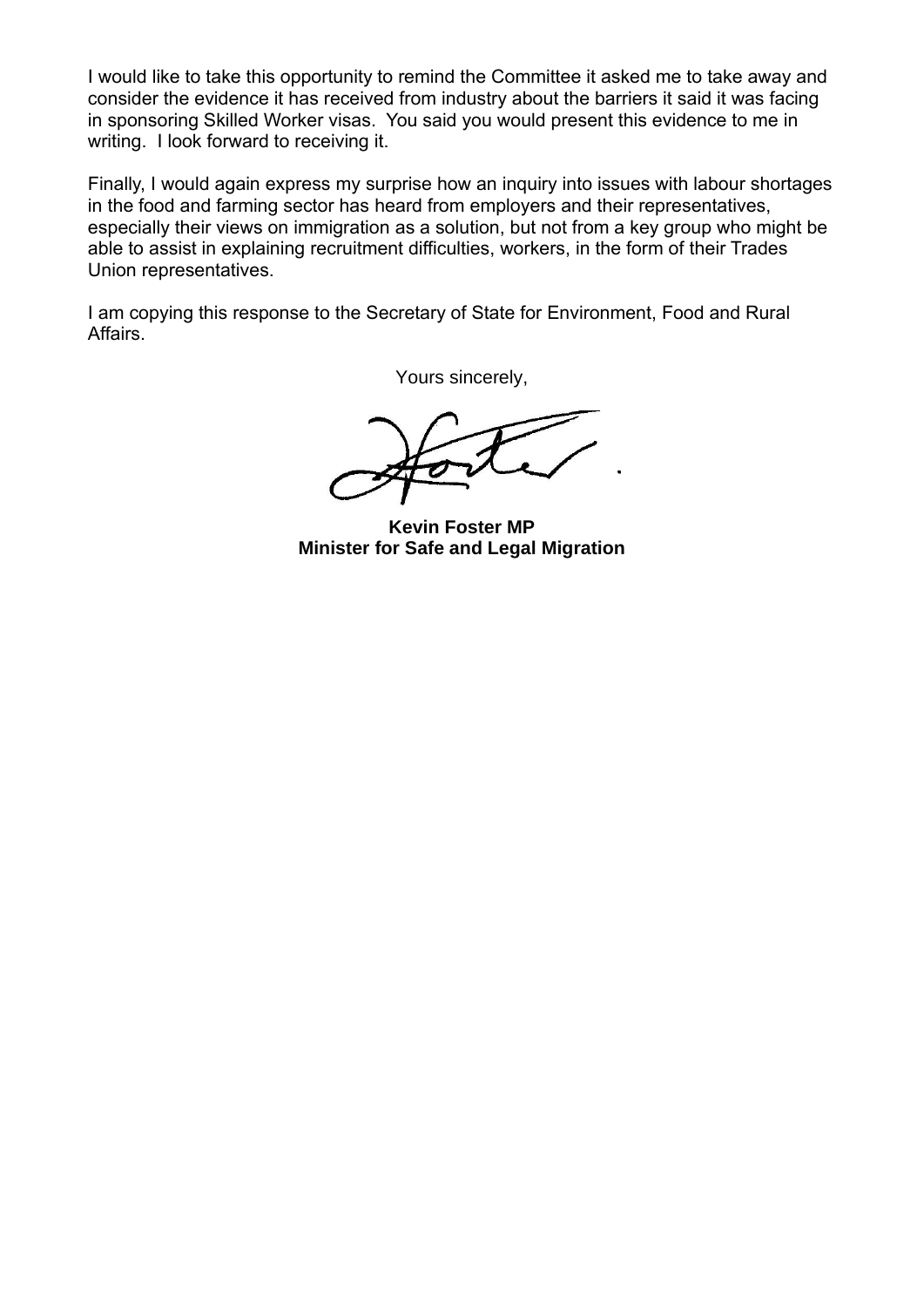I would like to take this opportunity to remind the Committee it asked me to take away and consider the evidence it has received from industry about the barriers it said it was facing in sponsoring Skilled Worker visas. You said you would present this evidence to me in writing. I look forward to receiving it.

Finally, I would again express my surprise how an inquiry into issues with labour shortages in the food and farming sector has heard from employers and their representatives, especially their views on immigration as a solution, but not from a key group who might be able to assist in explaining recruitment difficulties, workers, in the form of their Trades Union representatives.

I am copying this response to the Secretary of State for Environment, Food and Rural Affairs.

Yours sincerely,

**Kevin Foster MP**
**Minister for Safe and Legal Migration**